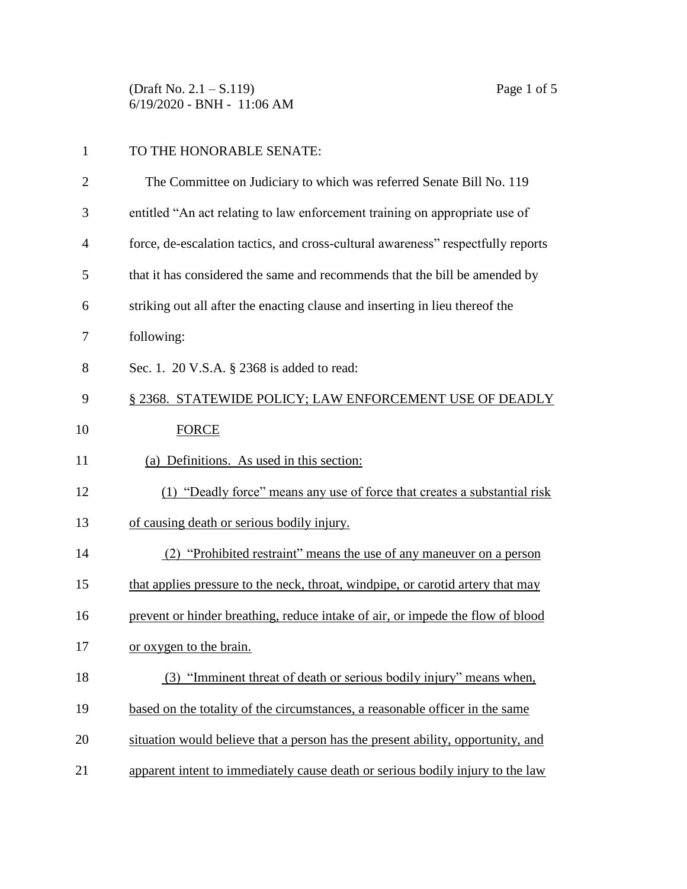TO THE HONORABLE SENATE:

The Committee on Judiciary to which was referred Senate Bill No. 119 entitled "An act relating to law enforcement training on appropriate use of force, de-escalation tactics, and cross-cultural awareness" respectfully reports that it has considered the same and recommends that the bill be amended by striking out all after the enacting clause and inserting in lieu thereof the following:

Sec. 1. 20 V.S.A. § 2368 is added to read:

§ 2368. STATEWIDE POLICY; LAW ENFORCEMENT USE OF DEADLY FORCE

(a) Definitions. As used in this section:

(1) "Deadly force" means any use of force that creates a substantial risk of causing death or serious bodily injury.

(2) "Prohibited restraint" means the use of any maneuver on a person that applies pressure to the neck, throat, windpipe, or carotid artery that may prevent or hinder breathing, reduce intake of air, or impede the flow of blood or oxygen to the brain.

(3) "Imminent threat of death or serious bodily injury" means when, based on the totality of the circumstances, a reasonable officer in the same situation would believe that a person has the present ability, opportunity, and apparent intent to immediately cause death or serious bodily injury to the law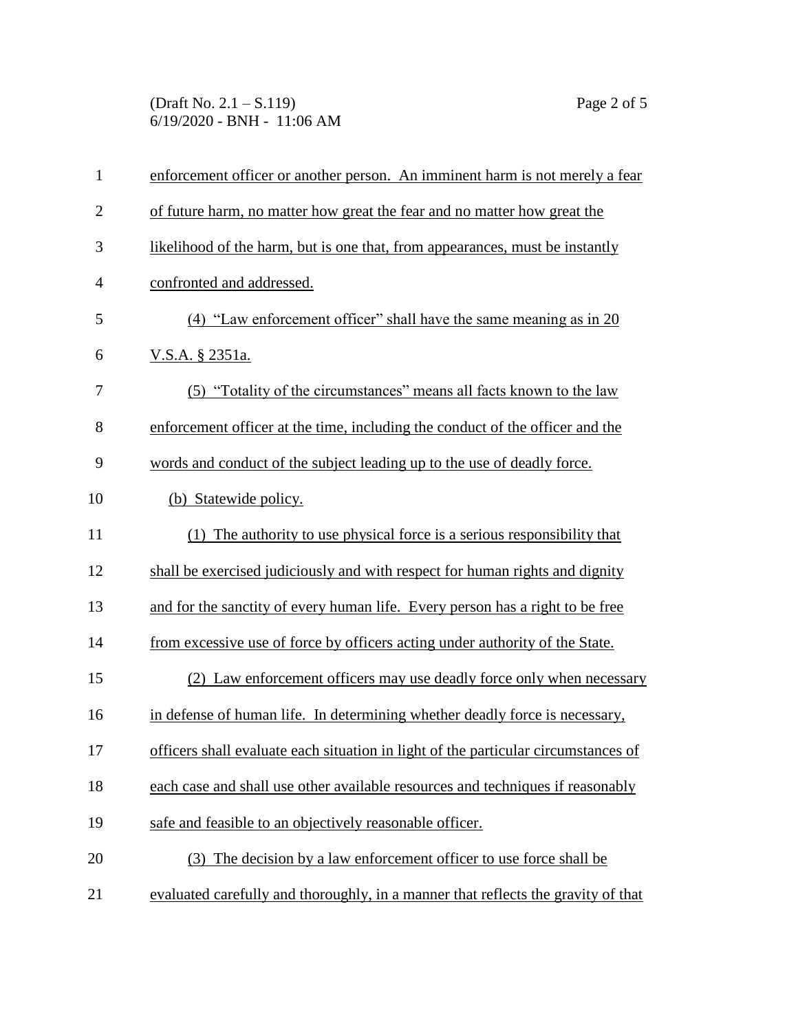enforcement officer or another person. An imminent harm is not merely a fear of future harm, no matter how great the fear and no matter how great the likelihood of the harm, but is one that, from appearances, must be instantly confronted and addressed.

(4) "Law enforcement officer" shall have the same meaning as in 20 V.S.A. § 2351a.

(5) "Totality of the circumstances" means all facts known to the law enforcement officer at the time, including the conduct of the officer and the words and conduct of the subject leading up to the use of deadly force.

(b) Statewide policy.

(1) The authority to use physical force is a serious responsibility that shall be exercised judiciously and with respect for human rights and dignity and for the sanctity of every human life. Every person has a right to be free from excessive use of force by officers acting under authority of the State.

(2) Law enforcement officers may use deadly force only when necessary in defense of human life. In determining whether deadly force is necessary, officers shall evaluate each situation in light of the particular circumstances of each case and shall use other available resources and techniques if reasonably safe and feasible to an objectively reasonable officer.

(3) The decision by a law enforcement officer to use force shall be evaluated carefully and thoroughly, in a manner that reflects the gravity of that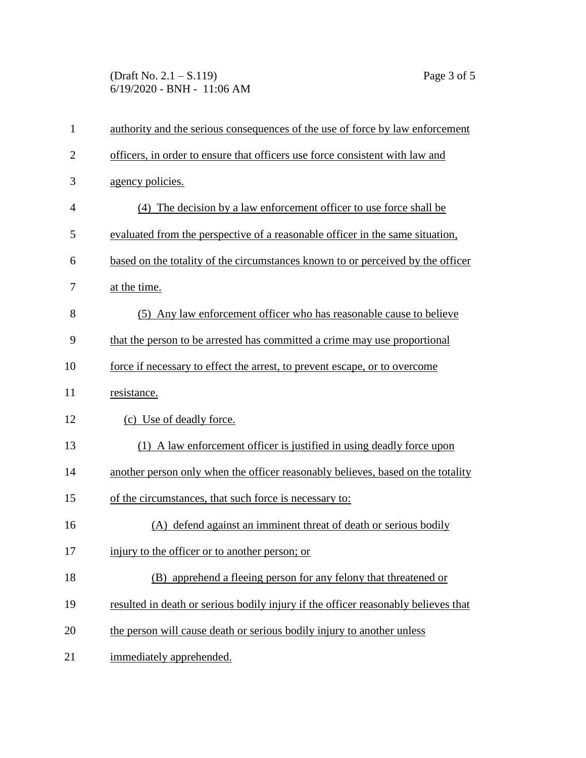authority and the serious consequences of the use of force by law enforcement officers, in order to ensure that officers use force consistent with law and agency policies.

(4) The decision by a law enforcement officer to use force shall be evaluated from the perspective of a reasonable officer in the same situation, based on the totality of the circumstances known to or perceived by the officer at the time.

(5) Any law enforcement officer who has reasonable cause to believe that the person to be arrested has committed a crime may use proportional force if necessary to effect the arrest, to prevent escape, or to overcome resistance.

(c) Use of deadly force.

(1) A law enforcement officer is justified in using deadly force upon another person only when the officer reasonably believes, based on the totality of the circumstances, that such force is necessary to:

(A) defend against an imminent threat of death or serious bodily injury to the officer or to another person; or

(B) apprehend a fleeing person for any felony that threatened or resulted in death or serious bodily injury if the officer reasonably believes that the person will cause death or serious bodily injury to another unless immediately apprehended.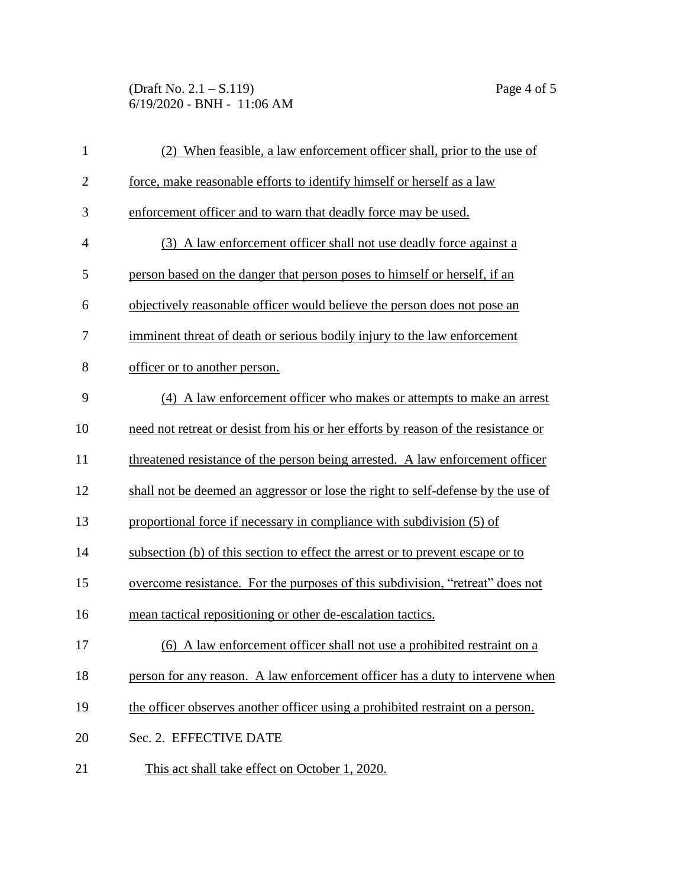(2) When feasible, a law enforcement officer shall, prior to the use of force, make reasonable efforts to identify himself or herself as a law enforcement officer and to warn that deadly force may be used.

(3) A law enforcement officer shall not use deadly force against a person based on the danger that person poses to himself or herself, if an objectively reasonable officer would believe the person does not pose an imminent threat of death or serious bodily injury to the law enforcement officer or to another person.

(4) A law enforcement officer who makes or attempts to make an arrest need not retreat or desist from his or her efforts by reason of the resistance or threatened resistance of the person being arrested. A law enforcement officer shall not be deemed an aggressor or lose the right to self-defense by the use of proportional force if necessary in compliance with subdivision (5) of subsection (b) of this section to effect the arrest or to prevent escape or to overcome resistance. For the purposes of this subdivision, "retreat" does not mean tactical repositioning or other de-escalation tactics.

(6) A law enforcement officer shall not use a prohibited restraint on a person for any reason. A law enforcement officer has a duty to intervene when the officer observes another officer using a prohibited restraint on a person.

Sec. 2. EFFECTIVE DATE

This act shall take effect on October 1, 2020.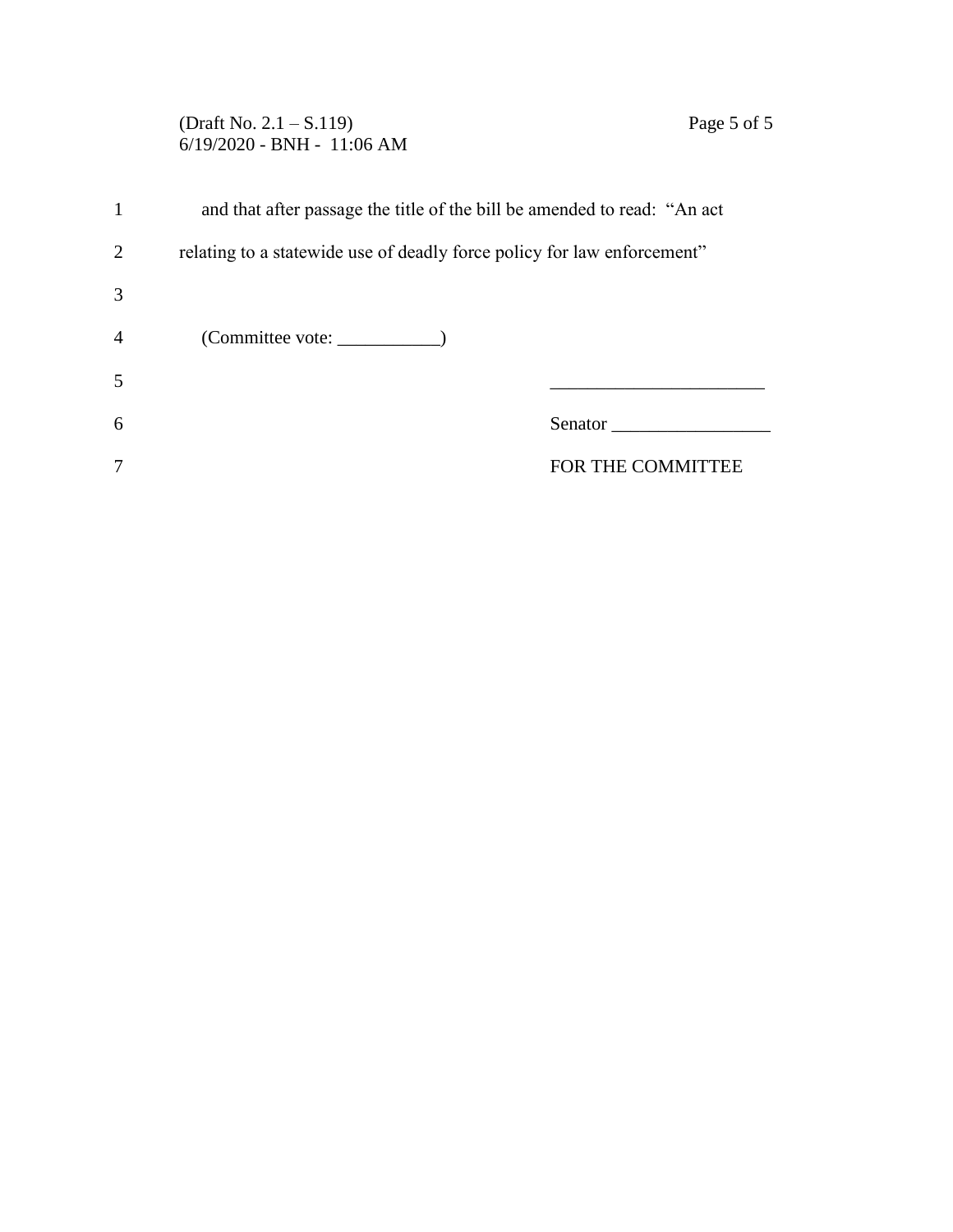and that after passage the title of the bill be amended to read: "An act relating to a statewide use of deadly force policy for law enforcement"

(Committee vote: ___________)

_______________________

Senator _________________

FOR THE COMMITTEE